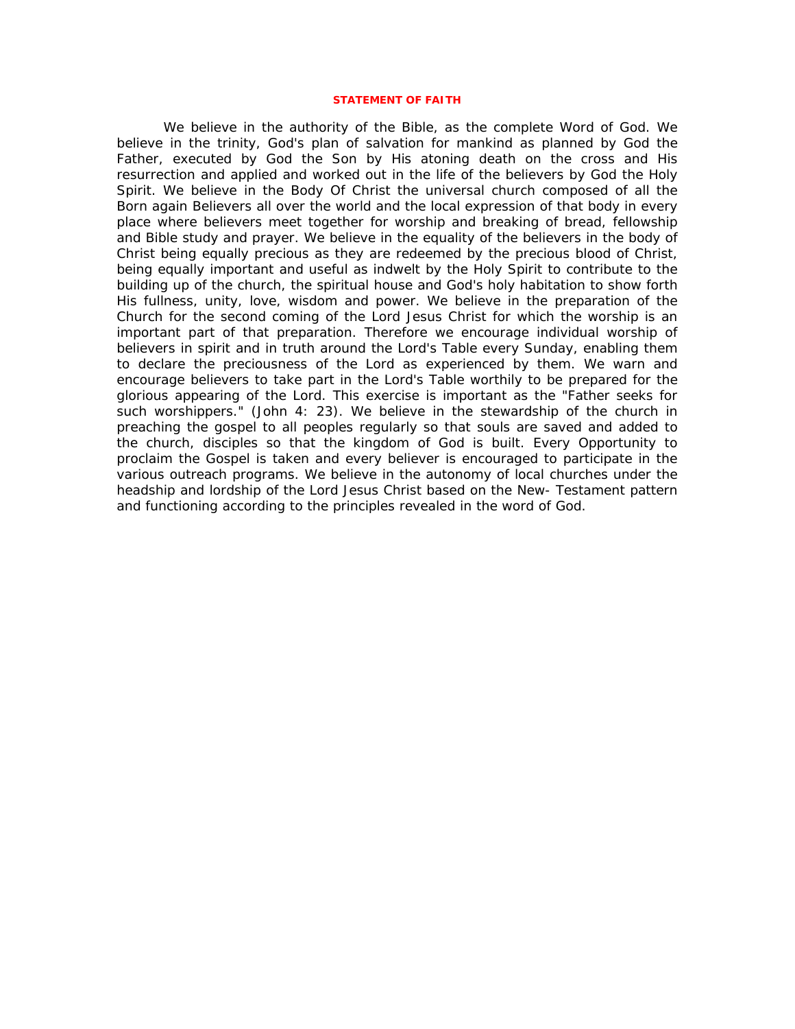# STATEMENT OF FAITH

We believe in the authority of the Bible, as the complete Word of God. We believe in the trinity, God's plan of salvation for mankind as planned by God the Father, executed by God the Son by His atoning death on the cross and His resurrection and applied and worked out in the life of the believers by God the Holy Spirit. We believe in the Body Of Christ the universal church composed of all the Born again Believers all over the world and the local expression of that body in every place where believers meet together for worship and breaking of bread, fellowship and Bible study and prayer. We believe in the equality of the believers in the body of Christ being equally precious as they are redeemed by the precious blood of Christ, being equally important and useful as indwelt by the Holy Spirit to contribute to the building up of the church, the spiritual house and God's holy habitation to show forth His fullness, unity, love, wisdom and power. We believe in the preparation of the Church for the second coming of the Lord Jesus Christ for which the worship is an important part of that preparation. Therefore we encourage individual worship of believers in spirit and in truth around the Lord's Table every Sunday, enabling them to declare the preciousness of the Lord as experienced by them. We warn and encourage believers to take part in the Lord's Table worthily to be prepared for the glorious appearing of the Lord. This exercise is important as the "Father seeks for such worshippers." (John 4: 23). We believe in the stewardship of the church in preaching the gospel to all peoples regularly so that souls are saved and added to the church, disciples so that the kingdom of God is built. Every Opportunity to proclaim the Gospel is taken and every believer is encouraged to participate in the various outreach programs. We believe in the autonomy of local churches under the headship and lordship of the Lord Jesus Christ based on the New- Testament pattern and functioning according to the principles revealed in the word of God.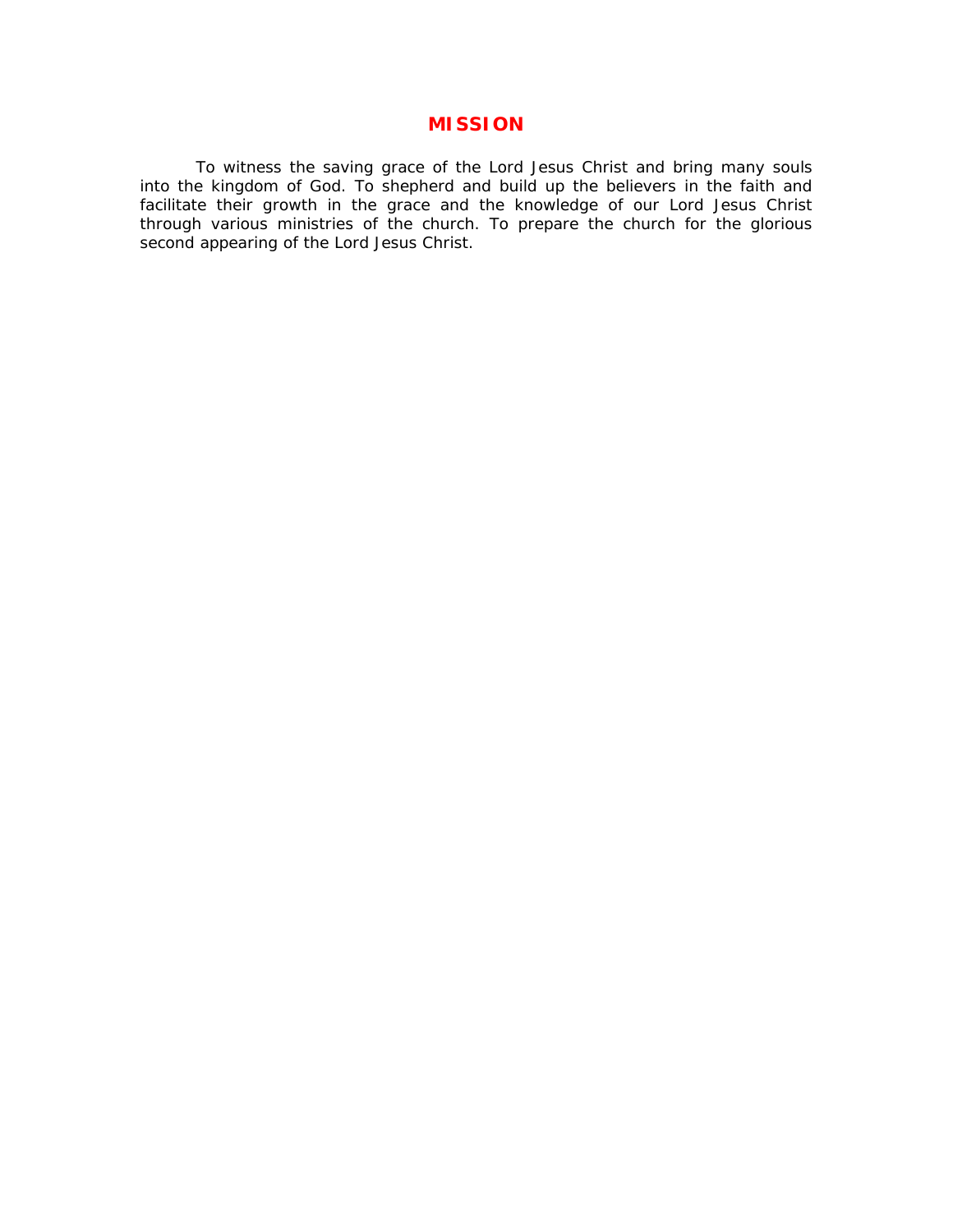# MISSION

To witness the saving grace of the Lord Jesus Christ and bring many souls into the kingdom of God. To shepherd and build up the believers in the faith and facilitate their growth in the grace and the knowledge of our Lord Jesus Christ through various ministries of the church. To prepare the church for the glorious second appearing of the Lord Jesus Christ.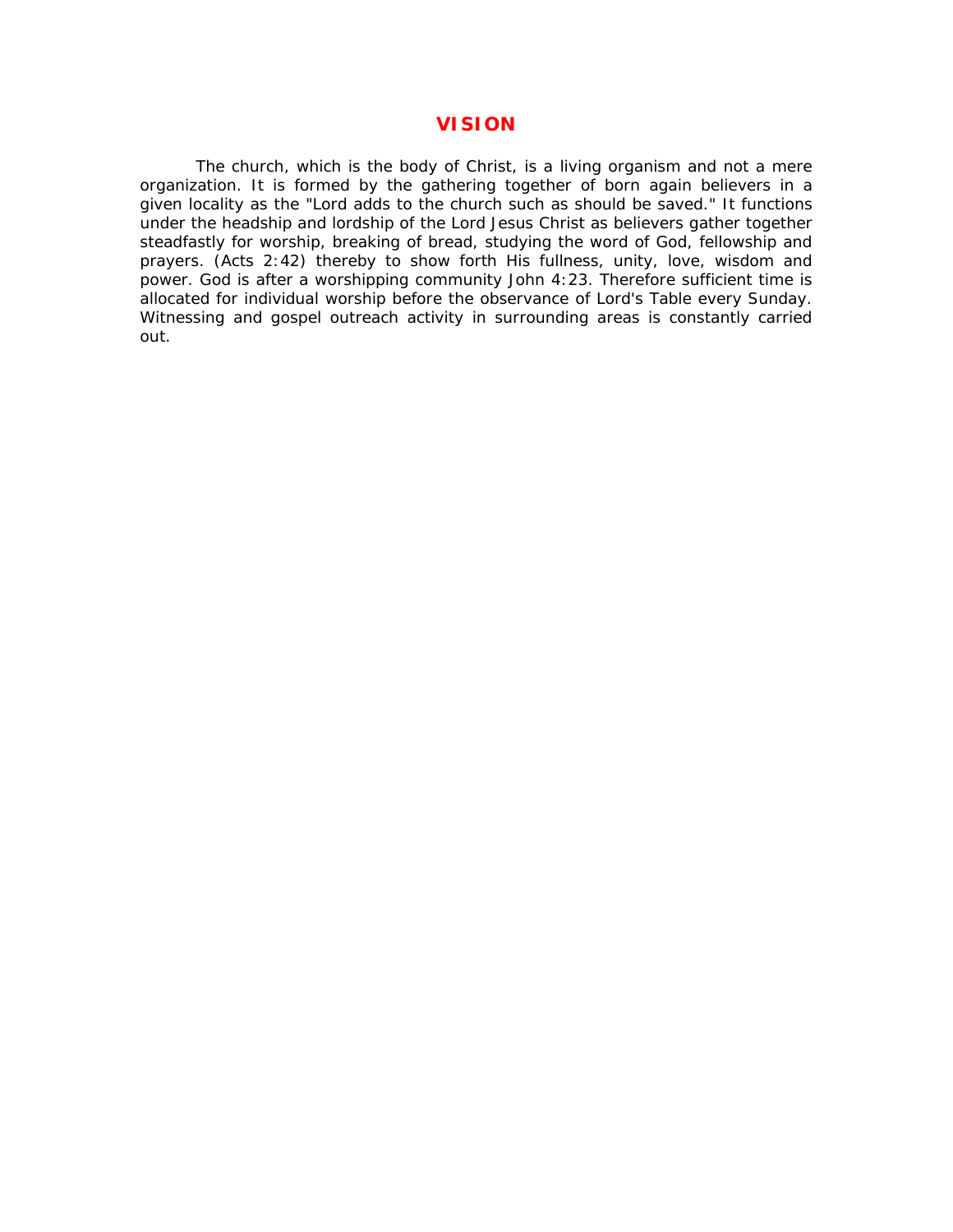# VISION

The church, which is the body of Christ, is a living organism and not a mere organization. It is formed by the gathering together of born again believers in a given locality as the "Lord adds to the church such as should be saved." It functions under the headship and lordship of the Lord Jesus Christ as believers gather together steadfastly for worship, breaking of bread, studying the word of God, fellowship and prayers. (Acts 2:42) thereby to show forth His fullness, unity, love, wisdom and power. God is after a worshipping community John 4:23. Therefore sufficient time is allocated for individual worship before the observance of Lord's Table every Sunday. Witnessing and gospel outreach activity in surrounding areas is constantly carried out.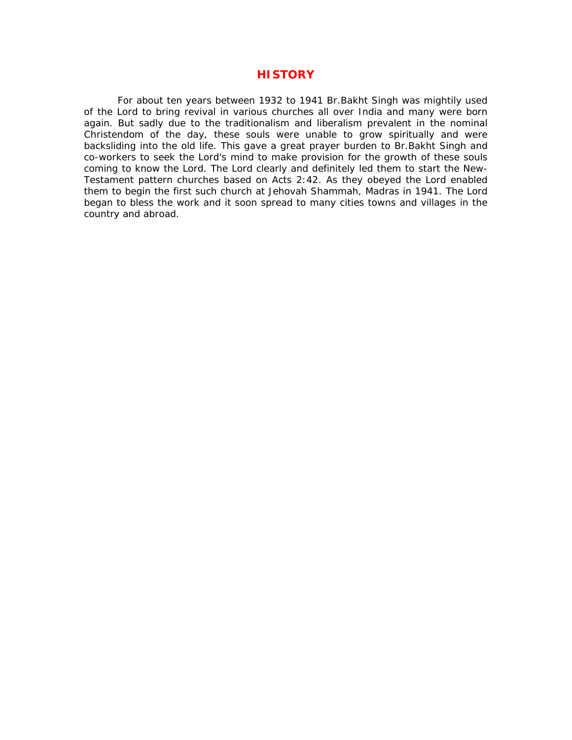# HISTORY

For about ten years between 1932 to 1941 Br.Bakht Singh was mightily used of the Lord to bring revival in various churches all over India and many were born again. But sadly due to the traditionalism and liberalism prevalent in the nominal Christendom of the day, these souls were unable to grow spiritually and were backsliding into the old life. This gave a great prayer burden to Br.Bakht Singh and co-workers to seek the Lord's mind to make provision for the growth of these souls coming to know the Lord. The Lord clearly and definitely led them to start the New-Testament pattern churches based on Acts 2:42. As they obeyed the Lord enabled them to begin the first such church at Jehovah Shammah, Madras in 1941. The Lord began to bless the work and it soon spread to many cities towns and villages in the country and abroad.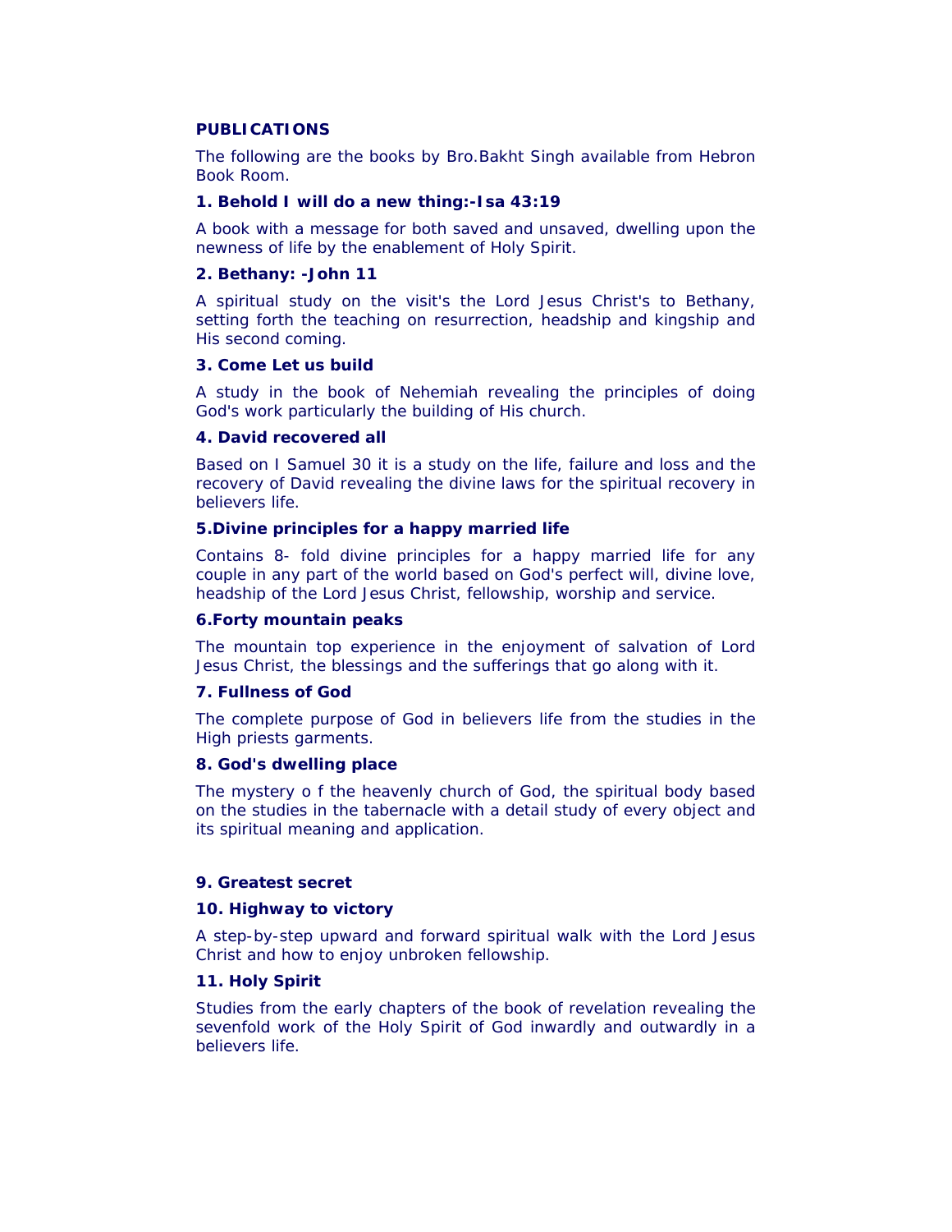## PUBLICATIONS

The following are the books by Bro.Bakht Singh available from Hebron Book Room.

### 1. Behold I will do a new thing:-Isa 43:19

A book with a message for both saved and unsaved, dwelling upon the newness of life by the enablement of Holy Spirit.

### 2. Bethany: -John 11

A spiritual study on the visit's the Lord Jesus Christ's to Bethany, setting forth the teaching on resurrection, headship and kingship and His second coming.

### 3. Come Let us build

A study in the book of Nehemiah revealing the principles of doing God's work particularly the building of His church.

### 4. David recovered all

Based on I Samuel 30 it is a study on the life, failure and loss and the recovery of David revealing the divine laws for the spiritual recovery in believers life.

### 5.Divine principles for a happy married life

Contains 8- fold divine principles for a happy married life for any couple in any part of the world based on God's perfect will, divine love, headship of the Lord Jesus Christ, fellowship, worship and service.

### 6.Forty mountain peaks

The mountain top experience in the enjoyment of salvation of Lord Jesus Christ, the blessings and the sufferings that go along with it.

### 7. Fullness of God

The complete purpose of God in believers life from the studies in the High priests garments.

### 8. God's dwelling place

The mystery o f the heavenly church of God, the spiritual body based on the studies in the tabernacle with a detail study of every object and its spiritual meaning and application.

### 9. Greatest secret

### 10. Highway to victory

A step-by-step upward and forward spiritual walk with the Lord Jesus Christ and how to enjoy unbroken fellowship.

### 11. Holy Spirit

Studies from the early chapters of the book of revelation revealing the sevenfold work of the Holy Spirit of God inwardly and outwardly in a believers life.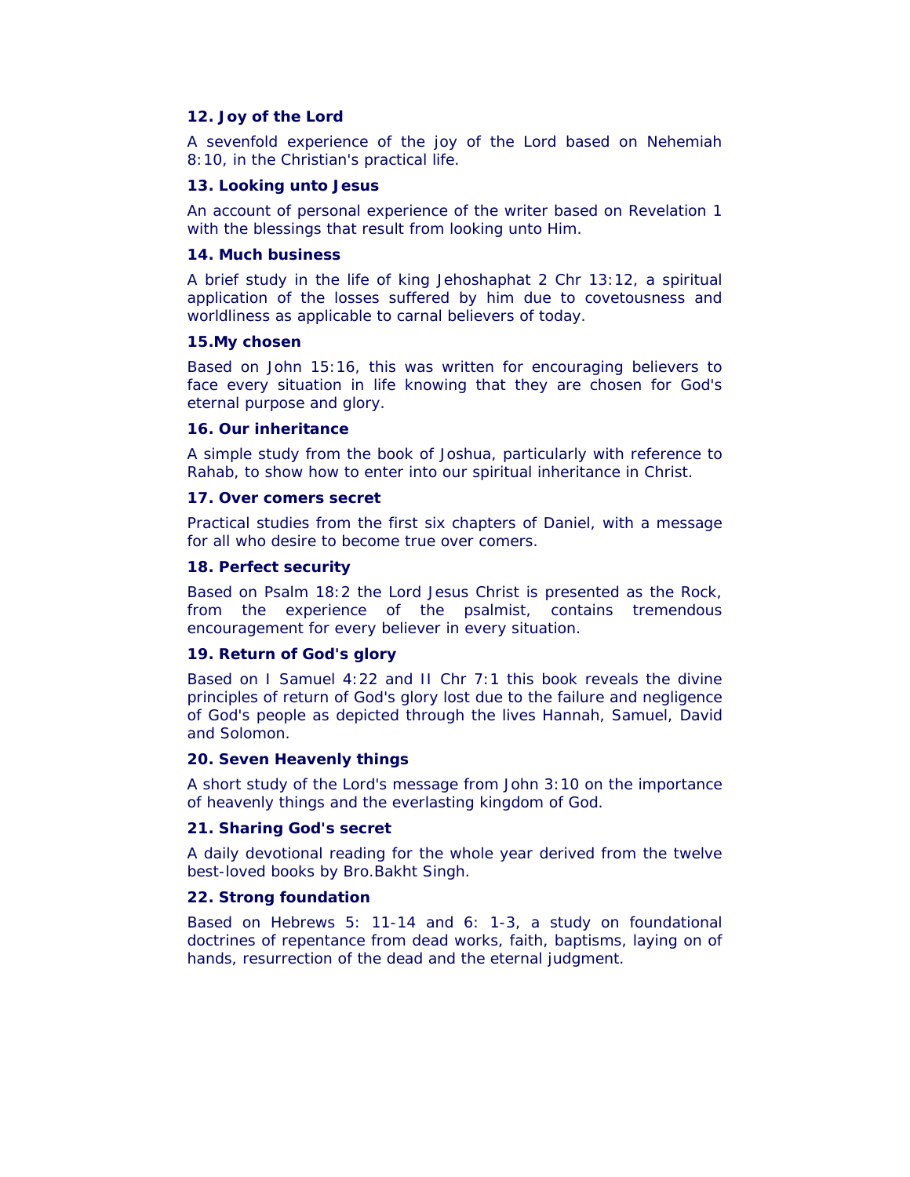**12. Joy of the Lord**

A sevenfold experience of the joy of the Lord based on Nehemiah 8:10, in the Christian's practical life.

**13. Looking unto Jesus**

An account of personal experience of the writer based on Revelation 1 with the blessings that result from looking unto Him.

**14. Much business**

A brief study in the life of king Jehoshaphat 2 Chr 13:12, a spiritual application of the losses suffered by him due to covetousness and worldliness as applicable to carnal believers of today.

**15.My chosen**

Based on John 15:16, this was written for encouraging believers to face every situation in life knowing that they are chosen for God's eternal purpose and glory.

**16. Our inheritance**

A simple study from the book of Joshua, particularly with reference to Rahab, to show how to enter into our spiritual inheritance in Christ.

**17. Over comers secret**

Practical studies from the first six chapters of Daniel, with a message for all who desire to become true over comers.

**18. Perfect security**

Based on Psalm 18:2 the Lord Jesus Christ is presented as the Rock, from the experience of the psalmist, contains tremendous encouragement for every believer in every situation.

**19. Return of God's glory**

Based on I Samuel 4:22 and II Chr 7:1 this book reveals the divine principles of return of God's glory lost due to the failure and negligence of God's people as depicted through the lives Hannah, Samuel, David and Solomon.

**20. Seven Heavenly things**

A short study of the Lord's message from John 3:10 on the importance of heavenly things and the everlasting kingdom of God.

**21. Sharing God's secret**

A daily devotional reading for the whole year derived from the twelve best-loved books by Bro.Bakht Singh.

**22. Strong foundation**

Based on Hebrews 5: 11-14 and 6: 1-3, a study on foundational doctrines of repentance from dead works, faith, baptisms, laying on of hands, resurrection of the dead and the eternal judgment.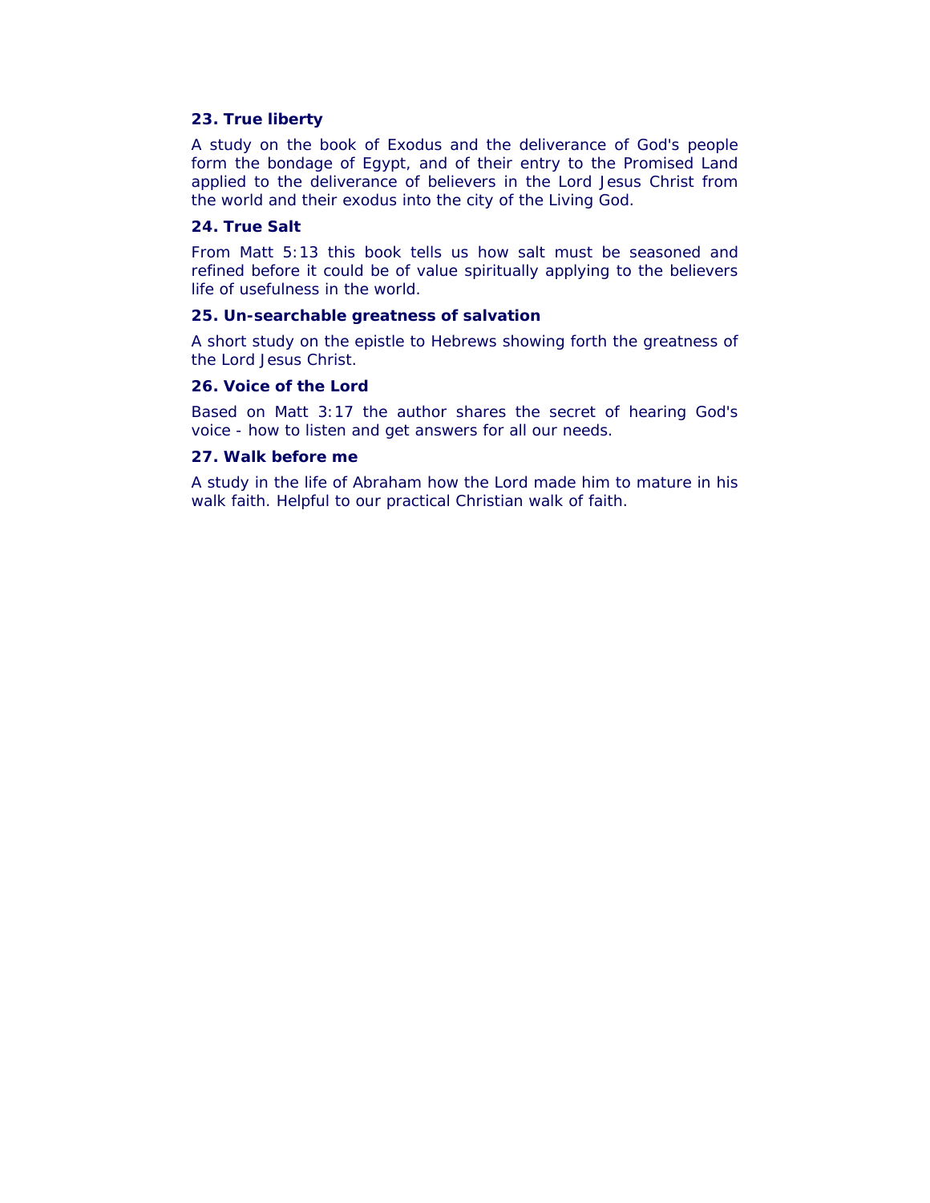**23. True liberty**

A study on the book of Exodus and the deliverance of God's people form the bondage of Egypt, and of their entry to the Promised Land applied to the deliverance of believers in the Lord Jesus Christ from the world and their exodus into the city of the Living God.

**24. True Salt**

From Matt 5:13 this book tells us how salt must be seasoned and refined before it could be of value spiritually applying to the believers life of usefulness in the world.

**25. Un-searchable greatness of salvation**

A short study on the epistle to Hebrews showing forth the greatness of the Lord Jesus Christ.

**26. Voice of the Lord**

Based on Matt 3:17 the author shares the secret of hearing God's voice - how to listen and get answers for all our needs.

**27. Walk before me**

A study in the life of Abraham how the Lord made him to mature in his walk faith. Helpful to our practical Christian walk of faith.